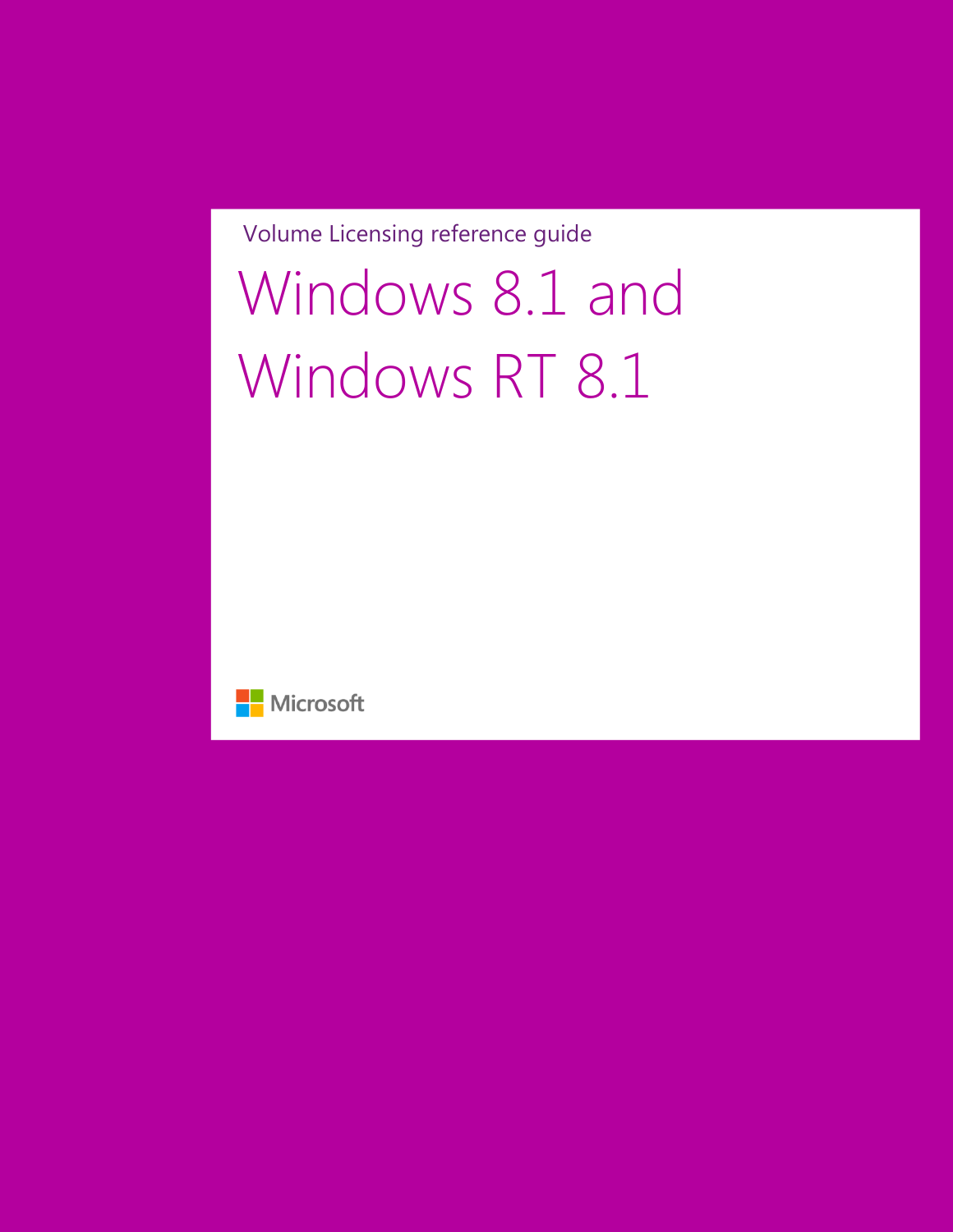Volume Licensing reference guide

# Windows 8.1 and Windows RT 8.1

Microsoft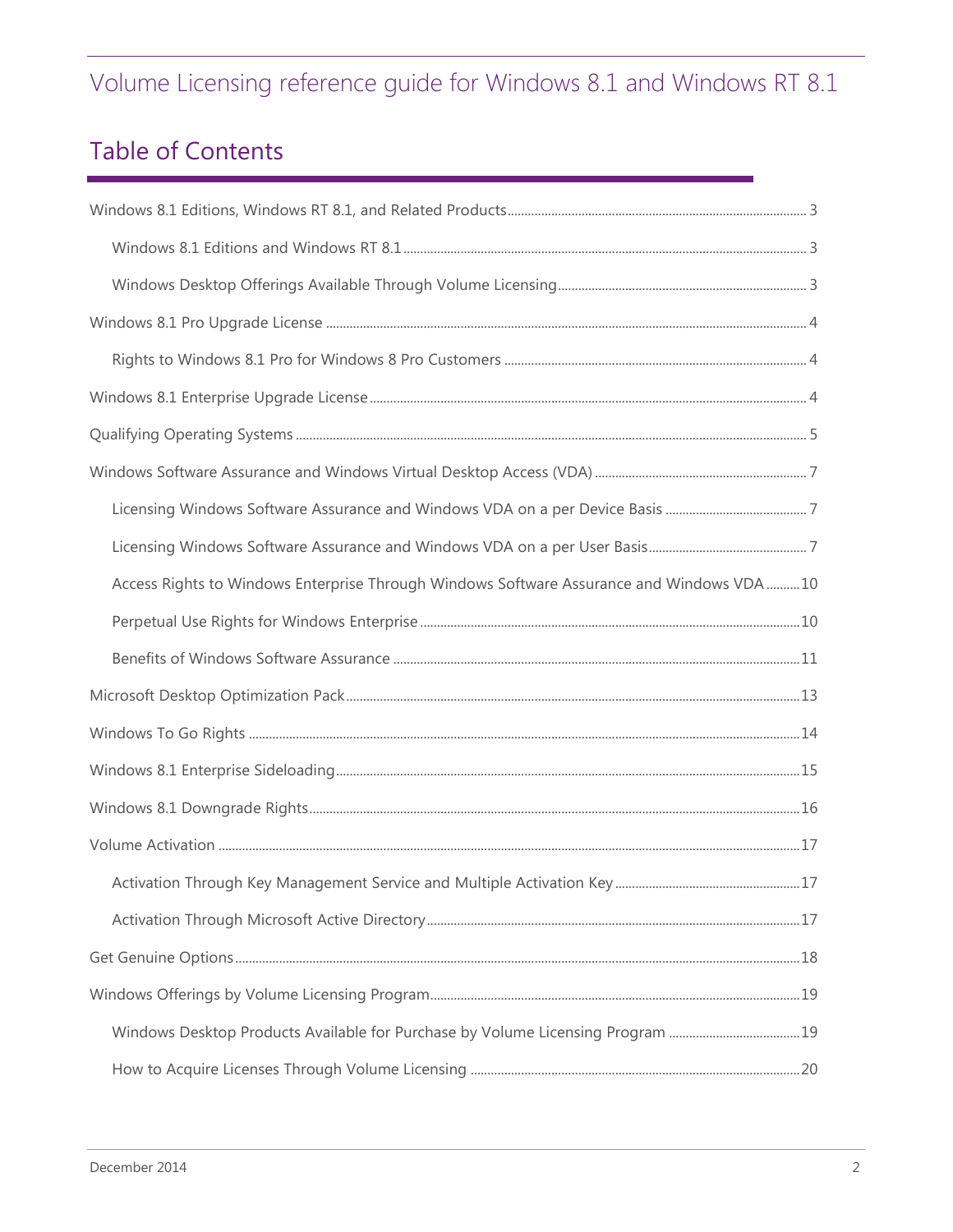# Volume Licensing reference guide for Windows 8.1 and Windows RT 8.1

## Table of Contents

- Windows 8.1 Editions, Windows RT 8.1, and Related Products ..... 3
  - Windows 8.1 Editions and Windows RT 8.1 ..... 3
  - Windows Desktop Offerings Available Through Volume Licensing ..... 3
- Windows 8.1 Pro Upgrade License ..... 4
  - Rights to Windows 8.1 Pro for Windows 8 Pro Customers ..... 4
- Windows 8.1 Enterprise Upgrade License ..... 4
- Qualifying Operating Systems ..... 5
- Windows Software Assurance and Windows Virtual Desktop Access (VDA) ..... 7
  - Licensing Windows Software Assurance and Windows VDA on a per Device Basis ..... 7
  - Licensing Windows Software Assurance and Windows VDA on a per User Basis ..... 7
  - Access Rights to Windows Enterprise Through Windows Software Assurance and Windows VDA ..... 10
  - Perpetual Use Rights for Windows Enterprise ..... 10
  - Benefits of Windows Software Assurance ..... 11
- Microsoft Desktop Optimization Pack ..... 13
- Windows To Go Rights ..... 14
- Windows 8.1 Enterprise Sideloading ..... 15
- Windows 8.1 Downgrade Rights ..... 16
- Volume Activation ..... 17
  - Activation Through Key Management Service and Multiple Activation Key ..... 17
  - Activation Through Microsoft Active Directory ..... 17
- Get Genuine Options ..... 18
- Windows Offerings by Volume Licensing Program ..... 19
  - Windows Desktop Products Available for Purchase by Volume Licensing Program ..... 19
  - How to Acquire Licenses Through Volume Licensing ..... 20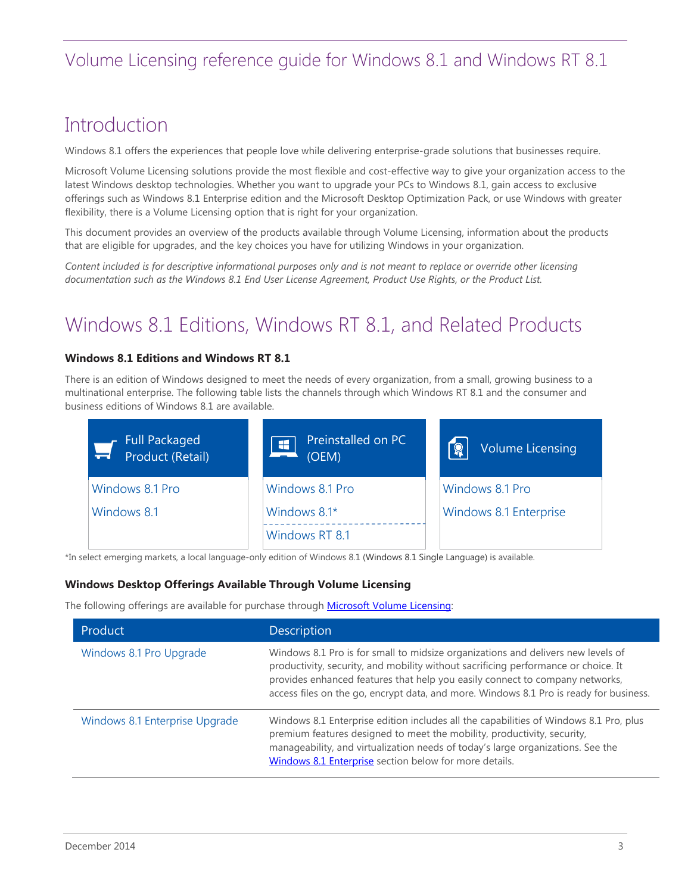# Volume Licensing reference guide for Windows 8.1 and Windows RT 8.1

## Introduction

Windows 8.1 offers the experiences that people love while delivering enterprise-grade solutions that businesses require.

Microsoft Volume Licensing solutions provide the most flexible and cost-effective way to give your organization access to the latest Windows desktop technologies. Whether you want to upgrade your PCs to Windows 8.1, gain access to exclusive offerings such as Windows 8.1 Enterprise edition and the Microsoft Desktop Optimization Pack, or use Windows with greater flexibility, there is a Volume Licensing option that is right for your organization.

This document provides an overview of the products available through Volume Licensing, information about the products that are eligible for upgrades, and the key choices you have for utilizing Windows in your organization.

*Content included is for descriptive informational purposes only and is not meant to replace or override other licensing documentation such as the Windows 8.1 End User License Agreement, Product Use Rights, or the Product List.*

## Windows 8.1 Editions, Windows RT 8.1, and Related Products

### Windows 8.1 Editions and Windows RT 8.1

There is an edition of Windows designed to meet the needs of every organization, from a small, growing business to a multinational enterprise. The following table lists the channels through which Windows RT 8.1 and the consumer and business editions of Windows 8.1 are available.

| Full Packaged Product (Retail) | Preinstalled on PC (OEM) | Volume Licensing |
|---|---|---|
| Windows 8.1 Pro | Windows 8.1 Pro | Windows 8.1 Pro |
| Windows 8.1 | Windows 8.1* | Windows 8.1 Enterprise |
| | Windows RT 8.1 | |

*In select emerging markets, a local language-only edition of Windows 8.1 (Windows 8.1 Single Language) is available.

### Windows Desktop Offerings Available Through Volume Licensing

The following offerings are available for purchase through Microsoft Volume Licensing:

| Product | Description |
|---|---|
| Windows 8.1 Pro Upgrade | Windows 8.1 Pro is for small to midsize organizations and delivers new levels of productivity, security, and mobility without sacrificing performance or choice. It provides enhanced features that help you easily connect to company networks, access files on the go, encrypt data, and more. Windows 8.1 Pro is ready for business. |
| Windows 8.1 Enterprise Upgrade | Windows 8.1 Enterprise edition includes all the capabilities of Windows 8.1 Pro, plus premium features designed to meet the mobility, productivity, security, manageability, and virtualization needs of today's large organizations. See the Windows 8.1 Enterprise section below for more details. |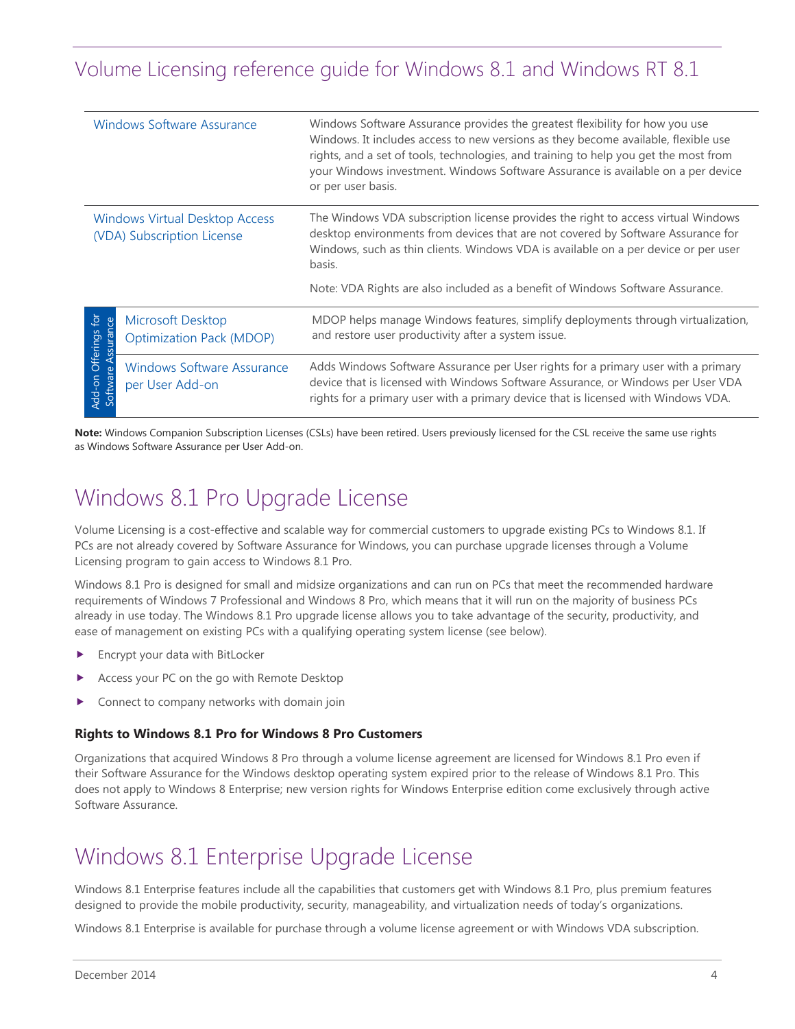| | | |
|---|---|---|
| Windows Software Assurance | | Windows Software Assurance provides the greatest flexibility for how you use Windows. It includes access to new versions as they become available, flexible use rights, and a set of tools, technologies, and training to help you get the most from your Windows investment. Windows Software Assurance is available on a per device or per user basis. |
| Windows Virtual Desktop Access (VDA) Subscription License | | The Windows VDA subscription license provides the right to access virtual Windows desktop environments from devices that are not covered by Software Assurance for Windows, such as thin clients. Windows VDA is available on a per device or per user basis.<br><br>Note: VDA Rights are also included as a benefit of Windows Software Assurance. |
| Add-on Offerings for Software Assurance | Microsoft Desktop Optimization Pack (MDOP) | MDOP helps manage Windows features, simplify deployments through virtualization, and restore user productivity after a system issue. |
| | Windows Software Assurance per User Add-on | Adds Windows Software Assurance per User rights for a primary user with a primary device that is licensed with Windows Software Assurance, or Windows per User VDA rights for a primary user with a primary device that is licensed with Windows VDA. |

**Note:** Windows Companion Subscription Licenses (CSLs) have been retired. Users previously licensed for the CSL receive the same use rights as Windows Software Assurance per User Add-on.

# Windows 8.1 Pro Upgrade License

Volume Licensing is a cost-effective and scalable way for commercial customers to upgrade existing PCs to Windows 8.1. If PCs are not already covered by Software Assurance for Windows, you can purchase upgrade licenses through a Volume Licensing program to gain access to Windows 8.1 Pro.

Windows 8.1 Pro is designed for small and midsize organizations and can run on PCs that meet the recommended hardware requirements of Windows 7 Professional and Windows 8 Pro, which means that it will run on the majority of business PCs already in use today. The Windows 8.1 Pro upgrade license allows you to take advantage of the security, productivity, and ease of management on existing PCs with a qualifying operating system license (see below).

- Encrypt your data with BitLocker
- Access your PC on the go with Remote Desktop
- Connect to company networks with domain join

### Rights to Windows 8.1 Pro for Windows 8 Pro Customers

Organizations that acquired Windows 8 Pro through a volume license agreement are licensed for Windows 8.1 Pro even if their Software Assurance for the Windows desktop operating system expired prior to the release of Windows 8.1 Pro. This does not apply to Windows 8 Enterprise; new version rights for Windows Enterprise edition come exclusively through active Software Assurance.

# Windows 8.1 Enterprise Upgrade License

Windows 8.1 Enterprise features include all the capabilities that customers get with Windows 8.1 Pro, plus premium features designed to provide the mobile productivity, security, manageability, and virtualization needs of today's organizations.

Windows 8.1 Enterprise is available for purchase through a volume license agreement or with Windows VDA subscription.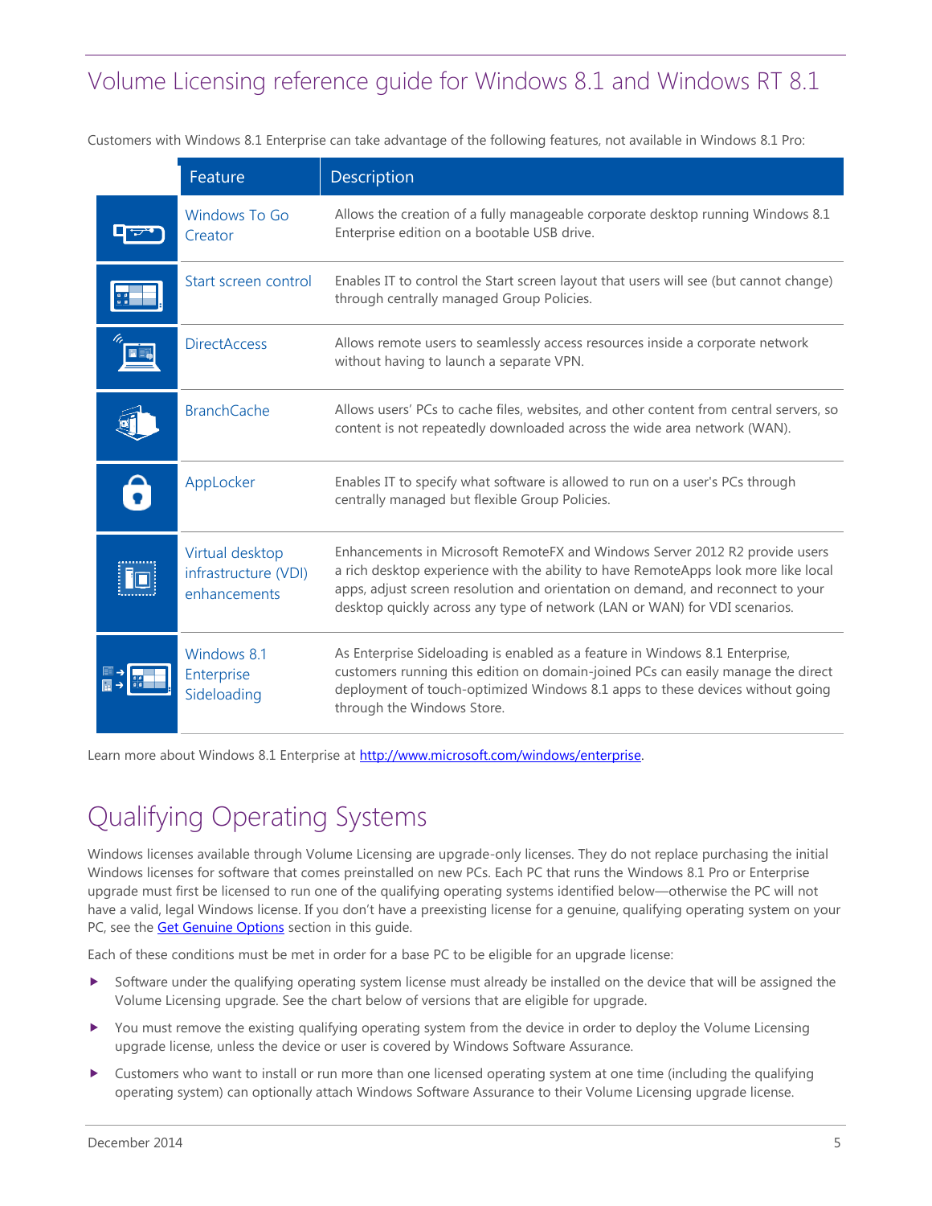# Volume Licensing reference guide for Windows 8.1 and Windows RT 8.1

Customers with Windows 8.1 Enterprise can take advantage of the following features, not available in Windows 8.1 Pro:

| Feature | Description |
|---|---|
| Windows To Go Creator | Allows the creation of a fully manageable corporate desktop running Windows 8.1 Enterprise edition on a bootable USB drive. |
| Start screen control | Enables IT to control the Start screen layout that users will see (but cannot change) through centrally managed Group Policies. |
| DirectAccess | Allows remote users to seamlessly access resources inside a corporate network without having to launch a separate VPN. |
| BranchCache | Allows users' PCs to cache files, websites, and other content from central servers, so content is not repeatedly downloaded across the wide area network (WAN). |
| AppLocker | Enables IT to specify what software is allowed to run on a user's PCs through centrally managed but flexible Group Policies. |
| Virtual desktop infrastructure (VDI) enhancements | Enhancements in Microsoft RemoteFX and Windows Server 2012 R2 provide users a rich desktop experience with the ability to have RemoteApps look more like local apps, adjust screen resolution and orientation on demand, and reconnect to your desktop quickly across any type of network (LAN or WAN) for VDI scenarios. |
| Windows 8.1 Enterprise Sideloading | As Enterprise Sideloading is enabled as a feature in Windows 8.1 Enterprise, customers running this edition on domain-joined PCs can easily manage the direct deployment of touch-optimized Windows 8.1 apps to these devices without going through the Windows Store. |

Learn more about Windows 8.1 Enterprise at http://www.microsoft.com/windows/enterprise.

## Qualifying Operating Systems

Windows licenses available through Volume Licensing are upgrade-only licenses. They do not replace purchasing the initial Windows licenses for software that comes preinstalled on new PCs. Each PC that runs the Windows 8.1 Pro or Enterprise upgrade must first be licensed to run one of the qualifying operating systems identified below—otherwise the PC will not have a valid, legal Windows license. If you don't have a preexisting license for a genuine, qualifying operating system on your PC, see the Get Genuine Options section in this guide.

Each of these conditions must be met in order for a base PC to be eligible for an upgrade license:

- Software under the qualifying operating system license must already be installed on the device that will be assigned the Volume Licensing upgrade. See the chart below of versions that are eligible for upgrade.
- You must remove the existing qualifying operating system from the device in order to deploy the Volume Licensing upgrade license, unless the device or user is covered by Windows Software Assurance.
- Customers who want to install or run more than one licensed operating system at one time (including the qualifying operating system) can optionally attach Windows Software Assurance to their Volume Licensing upgrade license.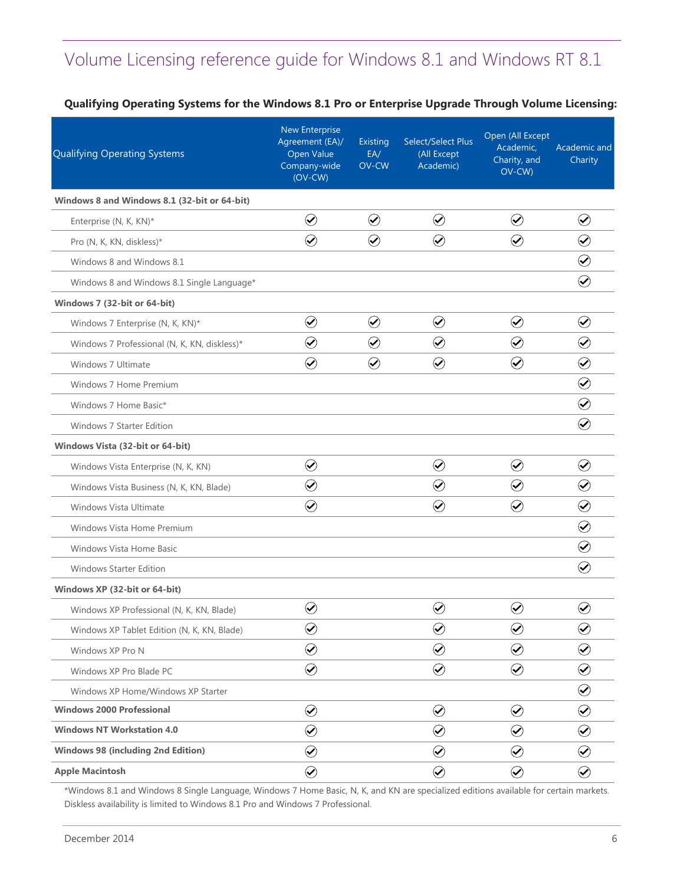# Volume Licensing reference guide for Windows 8.1 and Windows RT 8.1

**Qualifying Operating Systems for the Windows 8.1 Pro or Enterprise Upgrade Through Volume Licensing:**

| Qualifying Operating Systems | New Enterprise Agreement (EA)/ Open Value Company-wide (OV-CW) | Existing EA/ OV-CW | Select/Select Plus (All Except Academic) | Open (All Except Academic, Charity, and OV-CW) | Academic and Charity |
|---|---|---|---|---|---|
| **Windows 8 and Windows 8.1 (32-bit or 64-bit)** | | | | | |
| Enterprise (N, K, KN)* | ✓ | ✓ | ✓ | ✓ | ✓ |
| Pro (N, K, KN, diskless)* | ✓ | ✓ | ✓ | ✓ | ✓ |
| Windows 8 and Windows 8.1 | | | | | ✓ |
| Windows 8 and Windows 8.1 Single Language* | | | | | ✓ |
| **Windows 7 (32-bit or 64-bit)** | | | | | |
| Windows 7 Enterprise (N, K, KN)* | ✓ | ✓ | ✓ | ✓ | ✓ |
| Windows 7 Professional (N, K, KN, diskless)* | ✓ | ✓ | ✓ | ✓ | ✓ |
| Windows 7 Ultimate | ✓ | ✓ | ✓ | ✓ | ✓ |
| Windows 7 Home Premium | | | | | ✓ |
| Windows 7 Home Basic* | | | | | ✓ |
| Windows 7 Starter Edition | | | | | ✓ |
| **Windows Vista (32-bit or 64-bit)** | | | | | |
| Windows Vista Enterprise (N, K, KN) | ✓ | | ✓ | ✓ | ✓ |
| Windows Vista Business (N, K, KN, Blade) | ✓ | | ✓ | ✓ | ✓ |
| Windows Vista Ultimate | ✓ | | ✓ | ✓ | ✓ |
| Windows Vista Home Premium | | | | | ✓ |
| Windows Vista Home Basic | | | | | ✓ |
| Windows Starter Edition | | | | | ✓ |
| **Windows XP (32-bit or 64-bit)** | | | | | |
| Windows XP Professional (N, K, KN, Blade) | ✓ | | ✓ | ✓ | ✓ |
| Windows XP Tablet Edition (N, K, KN, Blade) | ✓ | | ✓ | ✓ | ✓ |
| Windows XP Pro N | ✓ | | ✓ | ✓ | ✓ |
| Windows XP Pro Blade PC | ✓ | | ✓ | ✓ | ✓ |
| Windows XP Home/Windows XP Starter | | | | | ✓ |
| **Windows 2000 Professional** | ✓ | | ✓ | ✓ | ✓ |
| **Windows NT Workstation 4.0** | ✓ | | ✓ | ✓ | ✓ |
| **Windows 98 (including 2nd Edition)** | ✓ | | ✓ | ✓ | ✓ |
| **Apple Macintosh** | ✓ | | ✓ | ✓ | ✓ |

*Windows 8.1 and Windows 8 Single Language, Windows 7 Home Basic, N, K, and KN are specialized editions available for certain markets. Diskless availability is limited to Windows 8.1 Pro and Windows 7 Professional.

December 2014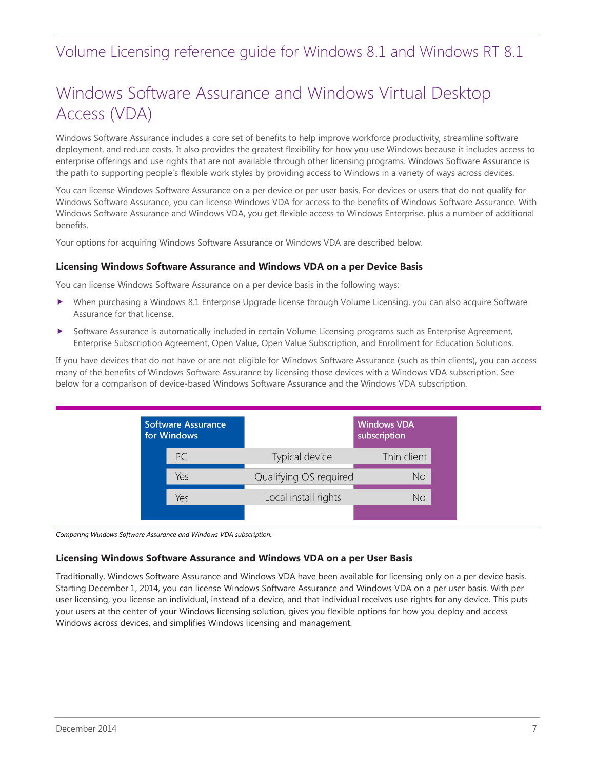# Volume Licensing reference guide for Windows 8.1 and Windows RT 8.1

## Windows Software Assurance and Windows Virtual Desktop Access (VDA)

Windows Software Assurance includes a core set of benefits to help improve workforce productivity, streamline software deployment, and reduce costs. It also provides the greatest flexibility for how you use Windows because it includes access to enterprise offerings and use rights that are not available through other licensing programs. Windows Software Assurance is the path to supporting people's flexible work styles by providing access to Windows in a variety of ways across devices.

You can license Windows Software Assurance on a per device or per user basis. For devices or users that do not qualify for Windows Software Assurance, you can license Windows VDA for access to the benefits of Windows Software Assurance. With Windows Software Assurance and Windows VDA, you get flexible access to Windows Enterprise, plus a number of additional benefits.

Your options for acquiring Windows Software Assurance or Windows VDA are described below.

### Licensing Windows Software Assurance and Windows VDA on a per Device Basis

You can license Windows Software Assurance on a per device basis in the following ways:

- When purchasing a Windows 8.1 Enterprise Upgrade license through Volume Licensing, you can also acquire Software Assurance for that license.
- Software Assurance is automatically included in certain Volume Licensing programs such as Enterprise Agreement, Enterprise Subscription Agreement, Open Value, Open Value Subscription, and Enrollment for Education Solutions.

If you have devices that do not have or are not eligible for Windows Software Assurance (such as thin clients), you can access many of the benefits of Windows Software Assurance by licensing those devices with a Windows VDA subscription. See below for a comparison of device-based Windows Software Assurance and the Windows VDA subscription.

| Software Assurance for Windows | | Windows VDA subscription |
|---|---|---|
| PC | Typical device | Thin client |
| Yes | Qualifying OS required | No |
| Yes | Local install rights | No |

*Comparing Windows Software Assurance and Windows VDA subscription.*

### Licensing Windows Software Assurance and Windows VDA on a per User Basis

Traditionally, Windows Software Assurance and Windows VDA have been available for licensing only on a per device basis. Starting December 1, 2014, you can license Windows Software Assurance and Windows VDA on a per user basis. With per user licensing, you license an individual, instead of a device, and that individual receives use rights for any device. This puts your users at the center of your Windows licensing solution, gives you flexible options for how you deploy and access Windows across devices, and simplifies Windows licensing and management.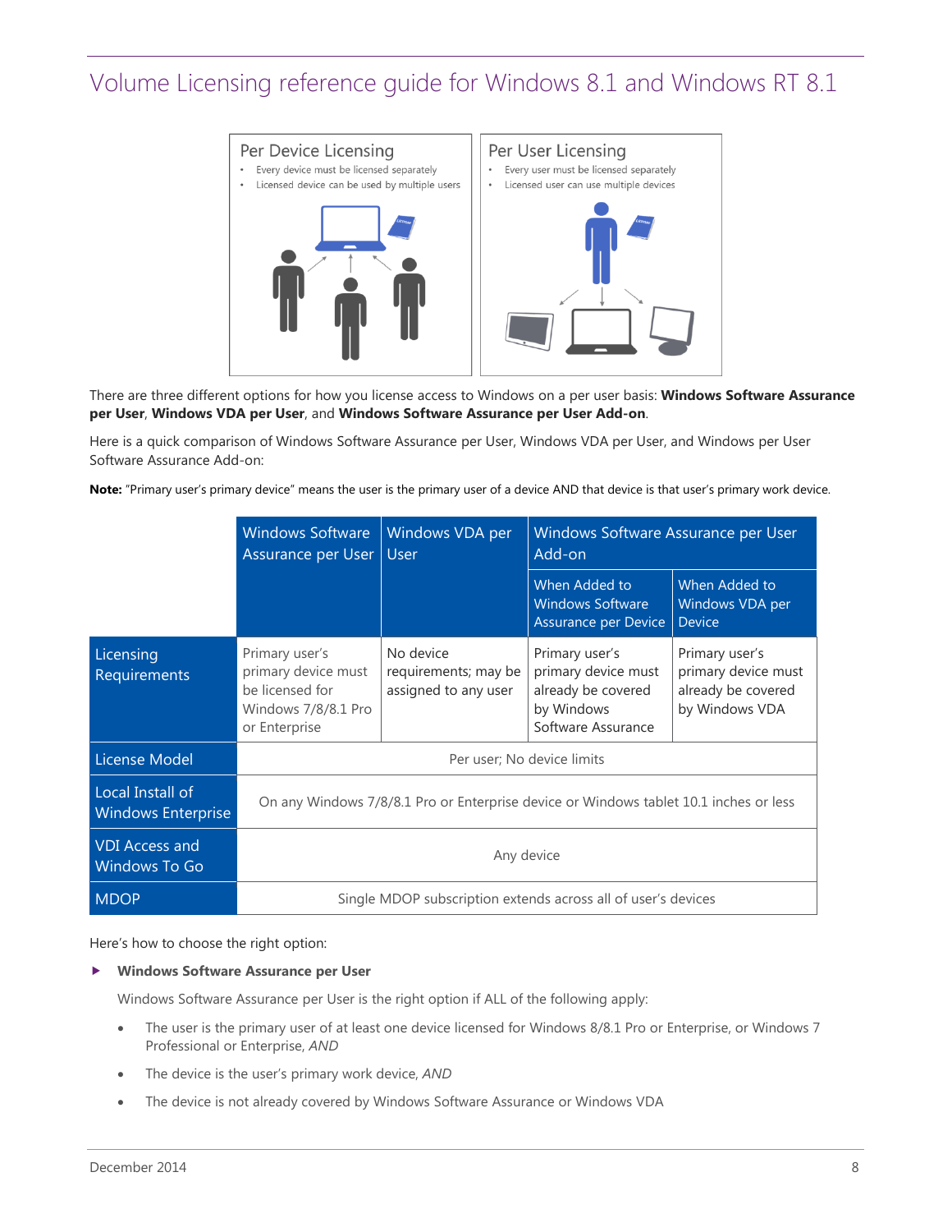# Volume Licensing reference guide for Windows 8.1 and Windows RT 8.1

**Per Device Licensing**
- Every device must be licensed separately
- Licensed device can be used by multiple users

**Per User Licensing**
- Every user must be licensed separately
- Licensed user can use multiple devices

There are three different options for how you license access to Windows on a per user basis: **Windows Software Assurance per User**, **Windows VDA per User**, and **Windows Software Assurance per User Add-on**.

Here is a quick comparison of Windows Software Assurance per User, Windows VDA per User, and Windows per User Software Assurance Add-on:

**Note:** "Primary user's primary device" means the user is the primary user of a device AND that device is that user's primary work device.

| | Windows Software Assurance per User | Windows VDA per User | Windows Software Assurance per User Add-on | |
|---|---|---|---|---|
| | | | When Added to Windows Software Assurance per Device | When Added to Windows VDA per Device |
| Licensing Requirements | Primary user's primary device must be licensed for Windows 7/8/8.1 Pro or Enterprise | No device requirements; may be assigned to any user | Primary user's primary device must already be covered by Windows Software Assurance | Primary user's primary device must already be covered by Windows VDA |
| License Model | Per user; No device limits | | | |
| Local Install of Windows Enterprise | On any Windows 7/8/8.1 Pro or Enterprise device or Windows tablet 10.1 inches or less | | | |
| VDI Access and Windows To Go | Any device | | | |
| MDOP | Single MDOP subscription extends across all of user's devices | | | |

Here's how to choose the right option:

- **Windows Software Assurance per User**

  Windows Software Assurance per User is the right option if ALL of the following apply:

  - The user is the primary user of at least one device licensed for Windows 8/8.1 Pro or Enterprise, or Windows 7 Professional or Enterprise, *AND*
  - The device is the user's primary work device, *AND*
  - The device is not already covered by Windows Software Assurance or Windows VDA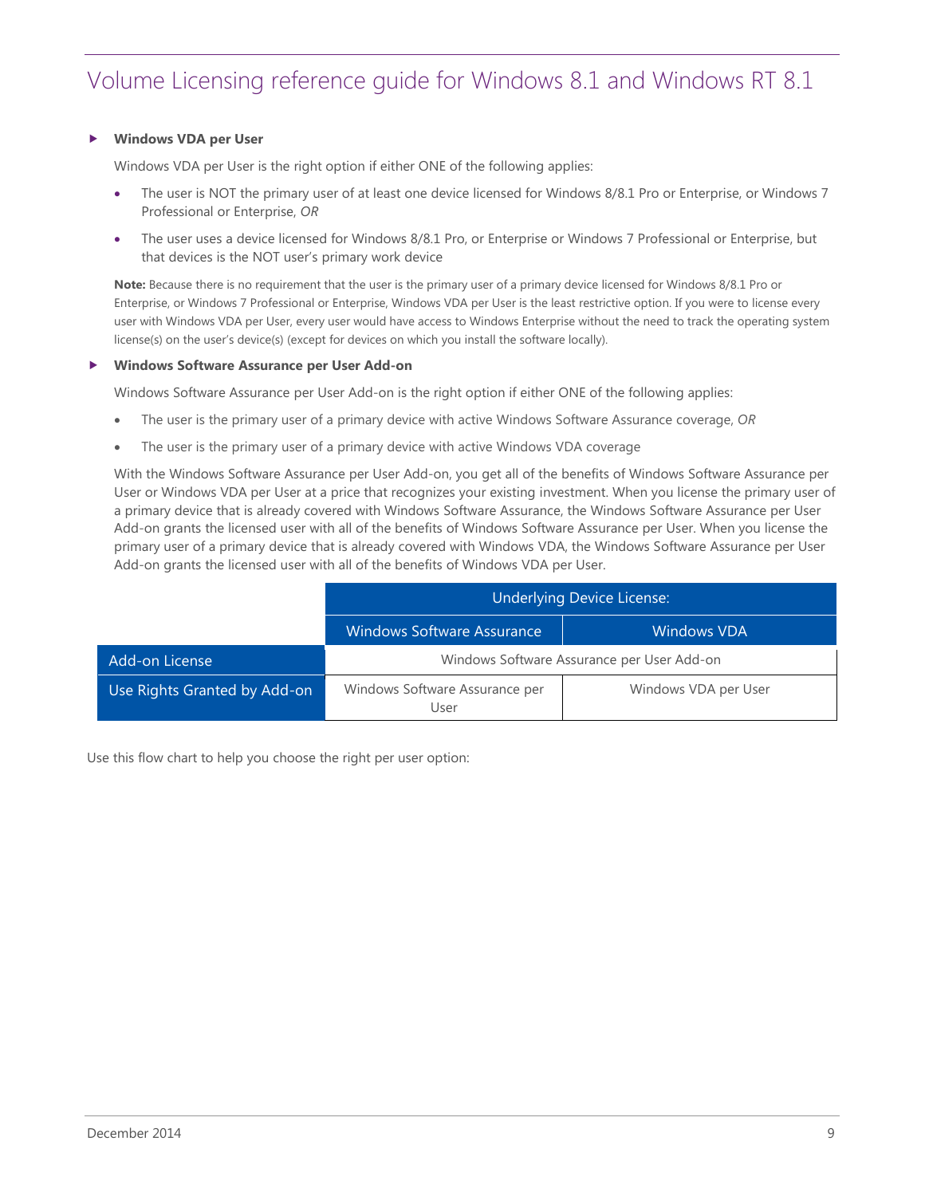- **Windows VDA per User**

  Windows VDA per User is the right option if either ONE of the following applies:

  - The user is NOT the primary user of at least one device licensed for Windows 8/8.1 Pro or Enterprise, or Windows 7 Professional or Enterprise, *OR*
  - The user uses a device licensed for Windows 8/8.1 Pro, or Enterprise or Windows 7 Professional or Enterprise, but that devices is the NOT user's primary work device

  **Note:** Because there is no requirement that the user is the primary user of a primary device licensed for Windows 8/8.1 Pro or Enterprise, or Windows 7 Professional or Enterprise, Windows VDA per User is the least restrictive option. If you were to license every user with Windows VDA per User, every user would have access to Windows Enterprise without the need to track the operating system license(s) on the user's device(s) (except for devices on which you install the software locally).

- **Windows Software Assurance per User Add-on**

  Windows Software Assurance per User Add-on is the right option if either ONE of the following applies:

  - The user is the primary user of a primary device with active Windows Software Assurance coverage, *OR*
  - The user is the primary user of a primary device with active Windows VDA coverage

  With the Windows Software Assurance per User Add-on, you get all of the benefits of Windows Software Assurance per User or Windows VDA per User at a price that recognizes your existing investment. When you license the primary user of a primary device that is already covered with Windows Software Assurance, the Windows Software Assurance per User Add-on grants the licensed user with all of the benefits of Windows Software Assurance per User. When you license the primary user of a primary device that is already covered with Windows VDA, the Windows Software Assurance per User Add-on grants the licensed user with all of the benefits of Windows VDA per User.

| | Underlying Device License: | |
|---|---|---|
| | Windows Software Assurance | Windows VDA |
| Add-on License | Windows Software Assurance per User Add-on | |
| Use Rights Granted by Add-on | Windows Software Assurance per User | Windows VDA per User |

Use this flow chart to help you choose the right per user option: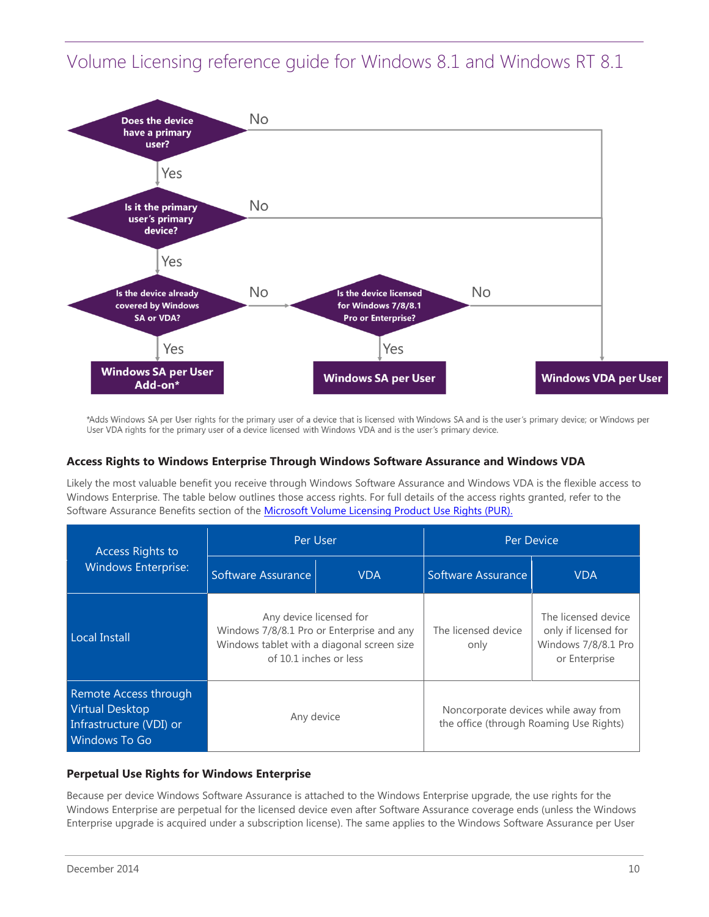# Volume Licensing reference guide for Windows 8.1 and Windows RT 8.1

Does the device have a primary user? — No → Windows VDA per User; Yes ↓

Is it the primary user's primary device? — No → Windows VDA per User; Yes ↓

Is the device already covered by Windows SA or VDA? — Yes → **Windows SA per User Add-on***; No ↓

Is the device licensed for Windows 7/8/8.1 Pro or Enterprise? — Yes → **Windows SA per User**; No → **Windows VDA per User**

*Adds Windows SA per User rights for the primary user of a device that is licensed with Windows SA and is the user's primary device; or Windows per User VDA rights for the primary user of a device licensed with Windows VDA and is the user's primary device.

### Access Rights to Windows Enterprise Through Windows Software Assurance and Windows VDA

Likely the most valuable benefit you receive through Windows Software Assurance and Windows VDA is the flexible access to Windows Enterprise. The table below outlines those access rights. For full details of the access rights granted, refer to the Software Assurance Benefits section of the [Microsoft Volume Licensing Product Use Rights (PUR).]()

| Access Rights to Windows Enterprise: | Per User | | Per Device | |
|---|---|---|---|---|
| | Software Assurance | VDA | Software Assurance | VDA |
| Local Install | Any device licensed for Windows 7/8/8.1 Pro or Enterprise and any Windows tablet with a diagonal screen size of 10.1 inches or less | | The licensed device only | The licensed device only if licensed for Windows 7/8/8.1 Pro or Enterprise |
| Remote Access through Virtual Desktop Infrastructure (VDI) or Windows To Go | Any device | | Noncorporate devices while away from the office (through Roaming Use Rights) | |

### Perpetual Use Rights for Windows Enterprise

Because per device Windows Software Assurance is attached to the Windows Enterprise upgrade, the use rights for the Windows Enterprise are perpetual for the licensed device even after Software Assurance coverage ends (unless the Windows Enterprise upgrade is acquired under a subscription license). The same applies to the Windows Software Assurance per User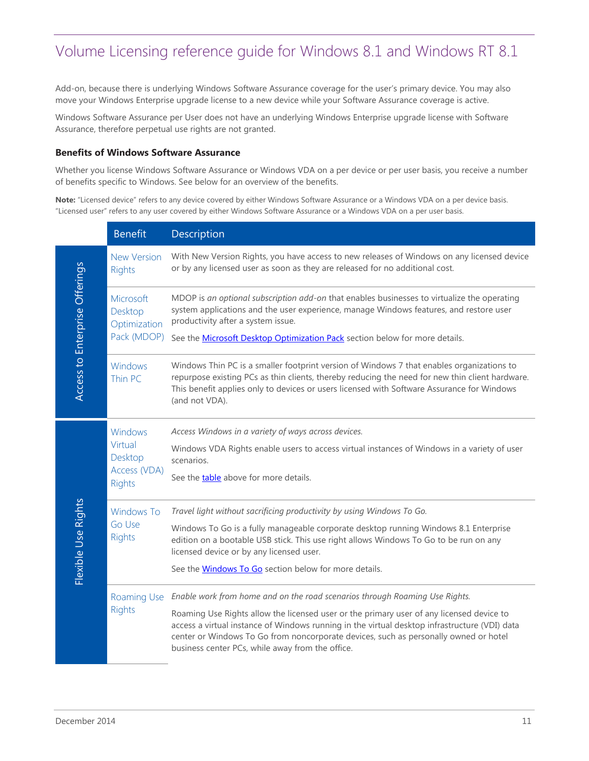Add-on, because there is underlying Windows Software Assurance coverage for the user's primary device. You may also move your Windows Enterprise upgrade license to a new device while your Software Assurance coverage is active.

Windows Software Assurance per User does not have an underlying Windows Enterprise upgrade license with Software Assurance, therefore perpetual use rights are not granted.

### Benefits of Windows Software Assurance

Whether you license Windows Software Assurance or Windows VDA on a per device or per user basis, you receive a number of benefits specific to Windows. See below for an overview of the benefits.

**Note:** "Licensed device" refers to any device covered by either Windows Software Assurance or a Windows VDA on a per device basis. "Licensed user" refers to any user covered by either Windows Software Assurance or a Windows VDA on a per user basis.

| | Benefit | Description |
|---|---|---|
| Access to Enterprise Offerings | New Version Rights | With New Version Rights, you have access to new releases of Windows on any licensed device or by any licensed user as soon as they are released for no additional cost. |
| | Microsoft Desktop Optimization Pack (MDOP) | MDOP is *an optional subscription add-on* that enables businesses to virtualize the operating system applications and the user experience, manage Windows features, and restore user productivity after a system issue. See the Microsoft Desktop Optimization Pack section below for more details. |
| | Windows Thin PC | Windows Thin PC is a smaller footprint version of Windows 7 that enables organizations to repurpose existing PCs as thin clients, thereby reducing the need for new thin client hardware. This benefit applies only to devices or users licensed with Software Assurance for Windows (and not VDA). |
| Flexible Use Rights | Windows Virtual Desktop Access (VDA) Rights | *Access Windows in a variety of ways across devices.* Windows VDA Rights enable users to access virtual instances of Windows in a variety of user scenarios. See the table above for more details. |
| | Windows To Go Use Rights | *Travel light without sacrificing productivity by using Windows To Go.* Windows To Go is a fully manageable corporate desktop running Windows 8.1 Enterprise edition on a bootable USB stick. This use right allows Windows To Go to be run on any licensed device or by any licensed user. See the Windows To Go section below for more details. |
| | Roaming Use Rights | *Enable work from home and on the road scenarios through Roaming Use Rights.* Roaming Use Rights allow the licensed user or the primary user of any licensed device to access a virtual instance of Windows running in the virtual desktop infrastructure (VDI) data center or Windows To Go from noncorporate devices, such as personally owned or hotel business center PCs, while away from the office. |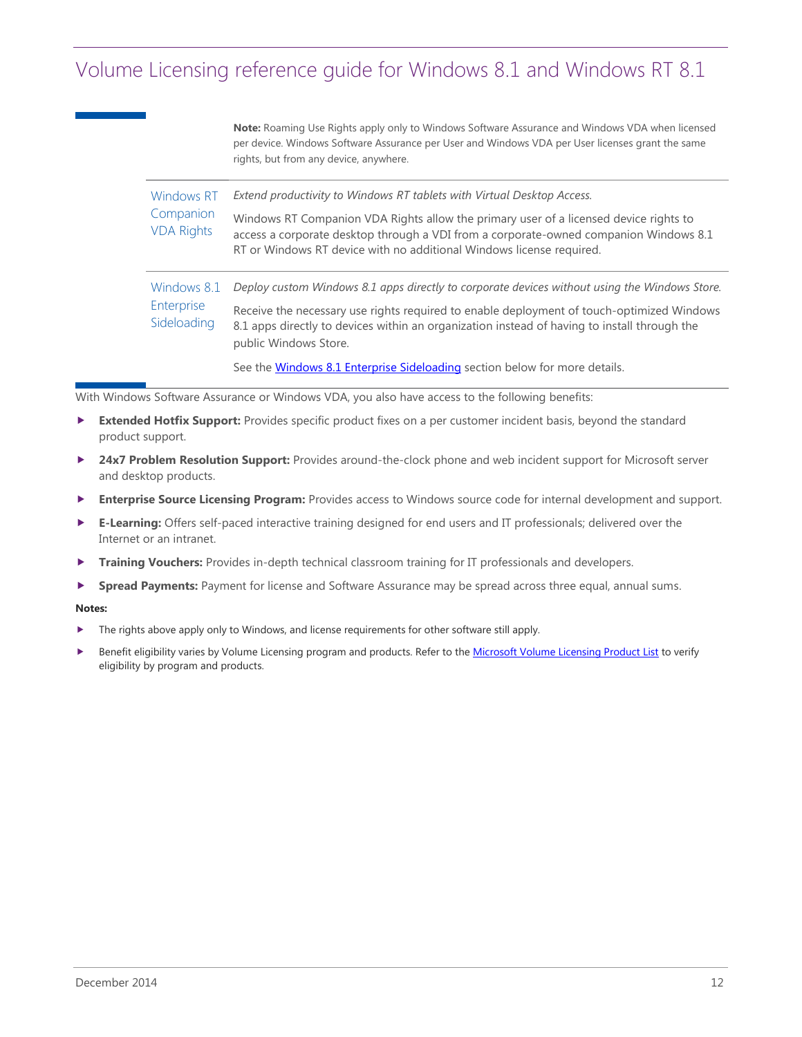**Note:** Roaming Use Rights apply only to Windows Software Assurance and Windows VDA when licensed per device. Windows Software Assurance per User and Windows VDA per User licenses grant the same rights, but from any device, anywhere.

| | |
|---|---|
| Windows RT Companion VDA Rights | *Extend productivity to Windows RT tablets with Virtual Desktop Access.*<br><br>Windows RT Companion VDA Rights allow the primary user of a licensed device rights to access a corporate desktop through a VDI from a corporate-owned companion Windows 8.1 RT or Windows RT device with no additional Windows license required. |
| Windows 8.1 Enterprise Sideloading | *Deploy custom Windows 8.1 apps directly to corporate devices without using the Windows Store.*<br><br>Receive the necessary use rights required to enable deployment of touch-optimized Windows 8.1 apps directly to devices within an organization instead of having to install through the public Windows Store.<br><br>See the Windows 8.1 Enterprise Sideloading section below for more details. |

With Windows Software Assurance or Windows VDA, you also have access to the following benefits:

- **Extended Hotfix Support:** Provides specific product fixes on a per customer incident basis, beyond the standard product support.
- **24x7 Problem Resolution Support:** Provides around-the-clock phone and web incident support for Microsoft server and desktop products.
- **Enterprise Source Licensing Program:** Provides access to Windows source code for internal development and support.
- **E-Learning:** Offers self-paced interactive training designed for end users and IT professionals; delivered over the Internet or an intranet.
- **Training Vouchers:** Provides in-depth technical classroom training for IT professionals and developers.
- **Spread Payments:** Payment for license and Software Assurance may be spread across three equal, annual sums.

**Notes:**

- The rights above apply only to Windows, and license requirements for other software still apply.
- Benefit eligibility varies by Volume Licensing program and products. Refer to the Microsoft Volume Licensing Product List to verify eligibility by program and products.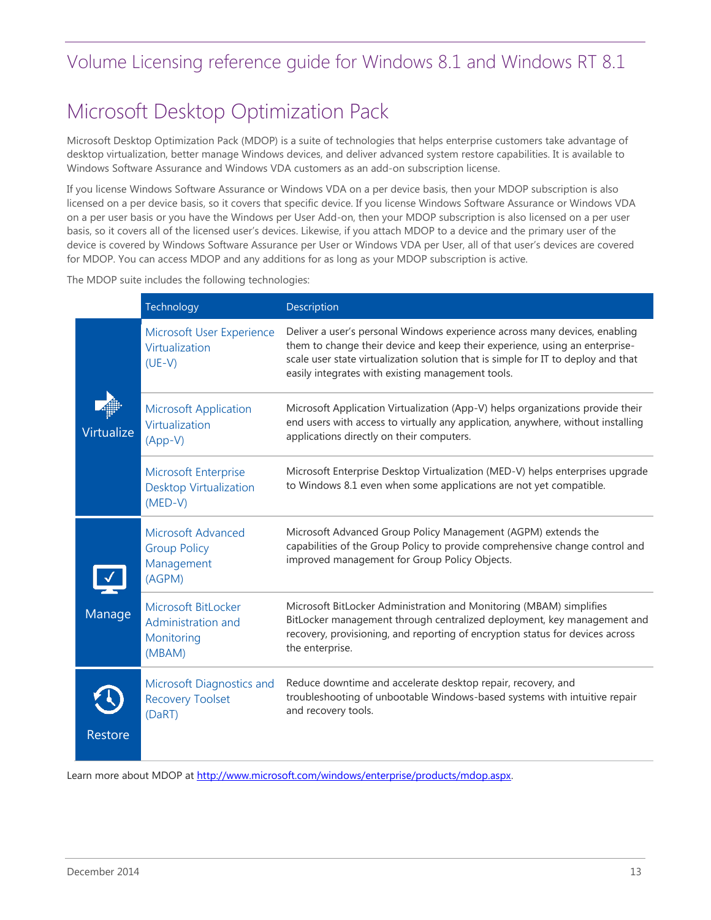# Microsoft Desktop Optimization Pack

Microsoft Desktop Optimization Pack (MDOP) is a suite of technologies that helps enterprise customers take advantage of desktop virtualization, better manage Windows devices, and deliver advanced system restore capabilities. It is available to Windows Software Assurance and Windows VDA customers as an add-on subscription license.

If you license Windows Software Assurance or Windows VDA on a per device basis, then your MDOP subscription is also licensed on a per device basis, so it covers that specific device. If you license Windows Software Assurance or Windows VDA on a per user basis or you have the Windows per User Add-on, then your MDOP subscription is also licensed on a per user basis, so it covers all of the licensed user's devices. Likewise, if you attach MDOP to a device and the primary user of the device is covered by Windows Software Assurance per User or Windows VDA per User, all of that user's devices are covered for MDOP. You can access MDOP and any additions for as long as your MDOP subscription is active.

The MDOP suite includes the following technologies:

| | Technology | Description |
|---|---|---|
| Virtualize | Microsoft User Experience Virtualization (UE-V) | Deliver a user's personal Windows experience across many devices, enabling them to change their device and keep their experience, using an enterprise-scale user state virtualization solution that is simple for IT to deploy and that easily integrates with existing management tools. |
| | Microsoft Application Virtualization (App-V) | Microsoft Application Virtualization (App-V) helps organizations provide their end users with access to virtually any application, anywhere, without installing applications directly on their computers. |
| | Microsoft Enterprise Desktop Virtualization (MED-V) | Microsoft Enterprise Desktop Virtualization (MED-V) helps enterprises upgrade to Windows 8.1 even when some applications are not yet compatible. |
| Manage | Microsoft Advanced Group Policy Management (AGPM) | Microsoft Advanced Group Policy Management (AGPM) extends the capabilities of the Group Policy to provide comprehensive change control and improved management for Group Policy Objects. |
| | Microsoft BitLocker Administration and Monitoring (MBAM) | Microsoft BitLocker Administration and Monitoring (MBAM) simplifies BitLocker management through centralized deployment, key management and recovery, provisioning, and reporting of encryption status for devices across the enterprise. |
| Restore | Microsoft Diagnostics and Recovery Toolset (DaRT) | Reduce downtime and accelerate desktop repair, recovery, and troubleshooting of unbootable Windows-based systems with intuitive repair and recovery tools. |

Learn more about MDOP at http://www.microsoft.com/windows/enterprise/products/mdop.aspx.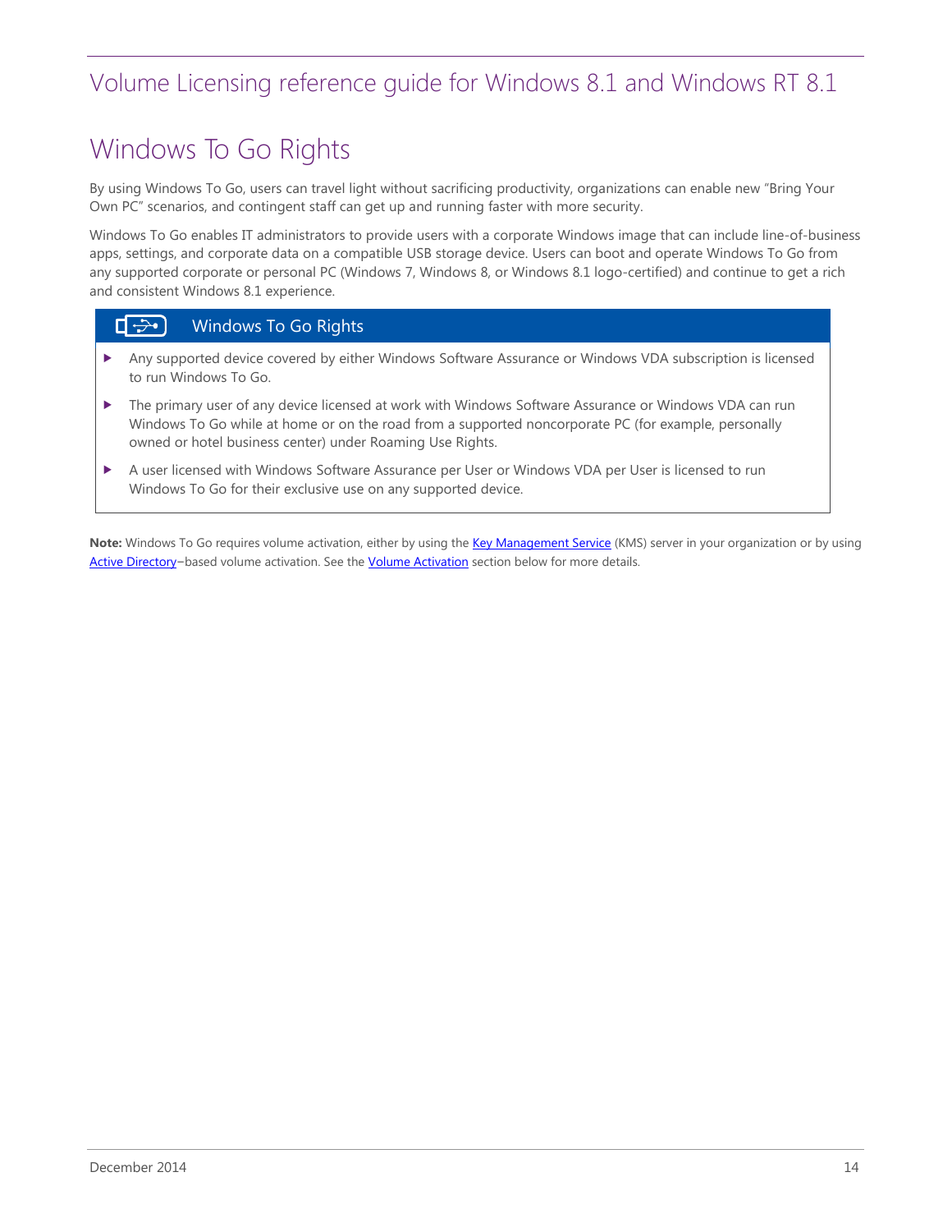# Windows To Go Rights

By using Windows To Go, users can travel light without sacrificing productivity, organizations can enable new "Bring Your Own PC" scenarios, and contingent staff can get up and running faster with more security.

Windows To Go enables IT administrators to provide users with a corporate Windows image that can include line-of-business apps, settings, and corporate data on a compatible USB storage device. Users can boot and operate Windows To Go from any supported corporate or personal PC (Windows 7, Windows 8, or Windows 8.1 logo-certified) and continue to get a rich and consistent Windows 8.1 experience.

## Windows To Go Rights

- Any supported device covered by either Windows Software Assurance or Windows VDA subscription is licensed to run Windows To Go.
- The primary user of any device licensed at work with Windows Software Assurance or Windows VDA can run Windows To Go while at home or on the road from a supported noncorporate PC (for example, personally owned or hotel business center) under Roaming Use Rights.
- A user licensed with Windows Software Assurance per User or Windows VDA per User is licensed to run Windows To Go for their exclusive use on any supported device.

**Note:** Windows To Go requires volume activation, either by using the Key Management Service (KMS) server in your organization or by using Active Directory–based volume activation. See the Volume Activation section below for more details.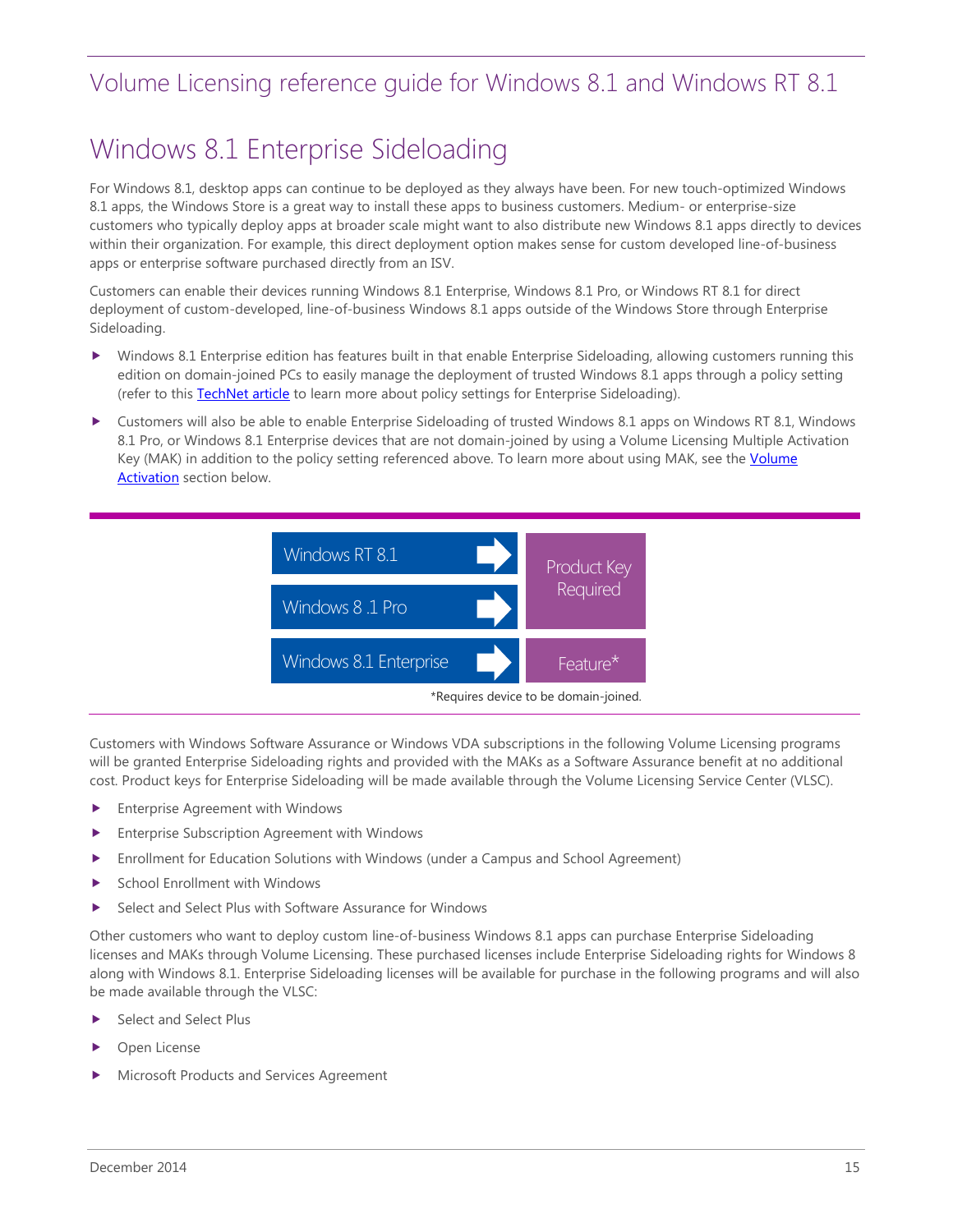## Windows 8.1 Enterprise Sideloading

For Windows 8.1, desktop apps can continue to be deployed as they always have been. For new touch-optimized Windows 8.1 apps, the Windows Store is a great way to install these apps to business customers. Medium- or enterprise-size customers who typically deploy apps at broader scale might want to also distribute new Windows 8.1 apps directly to devices within their organization. For example, this direct deployment option makes sense for custom developed line-of-business apps or enterprise software purchased directly from an ISV.

Customers can enable their devices running Windows 8.1 Enterprise, Windows 8.1 Pro, or Windows RT 8.1 for direct deployment of custom-developed, line-of-business Windows 8.1 apps outside of the Windows Store through Enterprise Sideloading.

- Windows 8.1 Enterprise edition has features built in that enable Enterprise Sideloading, allowing customers running this edition on domain-joined PCs to easily manage the deployment of trusted Windows 8.1 apps through a policy setting (refer to this TechNet article to learn more about policy settings for Enterprise Sideloading).
- Customers will also be able to enable Enterprise Sideloading of trusted Windows 8.1 apps on Windows RT 8.1, Windows 8.1 Pro, or Windows 8.1 Enterprise devices that are not domain-joined by using a Volume Licensing Multiple Activation Key (MAK) in addition to the policy setting referenced above. To learn more about using MAK, see the Volume Activation section below.

| Edition | |
|---|---|
| Windows RT 8.1 | Product Key Required |
| Windows 8 .1 Pro | Product Key Required |
| Windows 8.1 Enterprise | Feature* |

*Requires device to be domain-joined.

Customers with Windows Software Assurance or Windows VDA subscriptions in the following Volume Licensing programs will be granted Enterprise Sideloading rights and provided with the MAKs as a Software Assurance benefit at no additional cost. Product keys for Enterprise Sideloading will be made available through the Volume Licensing Service Center (VLSC).

- Enterprise Agreement with Windows
- Enterprise Subscription Agreement with Windows
- Enrollment for Education Solutions with Windows (under a Campus and School Agreement)
- School Enrollment with Windows
- Select and Select Plus with Software Assurance for Windows

Other customers who want to deploy custom line-of-business Windows 8.1 apps can purchase Enterprise Sideloading licenses and MAKs through Volume Licensing. These purchased licenses include Enterprise Sideloading rights for Windows 8 along with Windows 8.1. Enterprise Sideloading licenses will be available for purchase in the following programs and will also be made available through the VLSC:

- Select and Select Plus
- Open License
- Microsoft Products and Services Agreement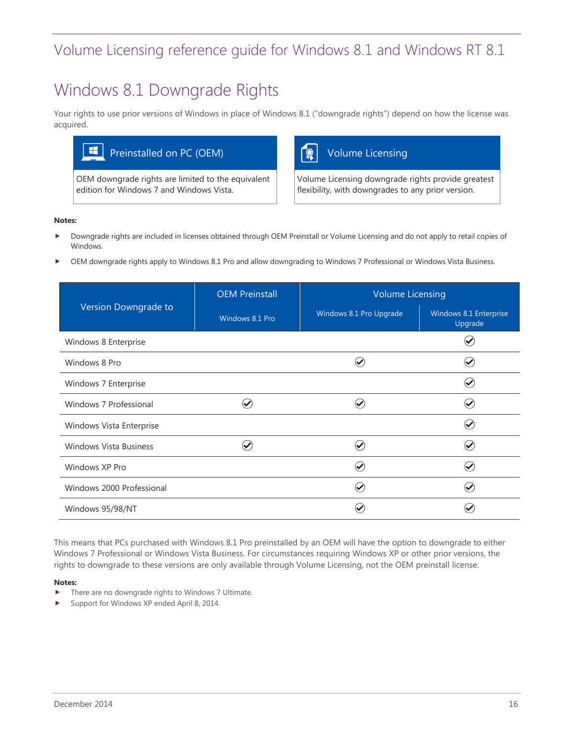# Windows 8.1 Downgrade Rights

Your rights to use prior versions of Windows in place of Windows 8.1 ("downgrade rights") depend on how the license was acquired.

**Preinstalled on PC (OEM)**

OEM downgrade rights are limited to the equivalent edition for Windows 7 and Windows Vista.

**Volume Licensing**

Volume Licensing downgrade rights provide greatest flexibility, with downgrades to any prior version.

**Notes:**

- Downgrade rights are included in licenses obtained through OEM Preinstall or Volume Licensing and do not apply to retail copies of Windows.
- OEM downgrade rights apply to Windows 8.1 Pro and allow downgrading to Windows 7 Professional or Windows Vista Business.

| Version Downgrade to | OEM Preinstall | Volume Licensing | |
|---|---|---|---|
| | Windows 8.1 Pro | Windows 8.1 Pro Upgrade | Windows 8.1 Enterprise Upgrade |
| Windows 8 Enterprise | | | ✓ |
| Windows 8 Pro | | ✓ | ✓ |
| Windows 7 Enterprise | | | ✓ |
| Windows 7 Professional | ✓ | ✓ | ✓ |
| Windows Vista Enterprise | | | ✓ |
| Windows Vista Business | ✓ | ✓ | ✓ |
| Windows XP Pro | | ✓ | ✓ |
| Windows 2000 Professional | | ✓ | ✓ |
| Windows 95/98/NT | | ✓ | ✓ |

This means that PCs purchased with Windows 8.1 Pro preinstalled by an OEM will have the option to downgrade to either Windows 7 Professional or Windows Vista Business. For circumstances requiring Windows XP or other prior versions, the rights to downgrade to these versions are only available through Volume Licensing, not the OEM preinstall license.

**Notes:**

- There are no downgrade rights to Windows 7 Ultimate.
- Support for Windows XP ended April 8, 2014.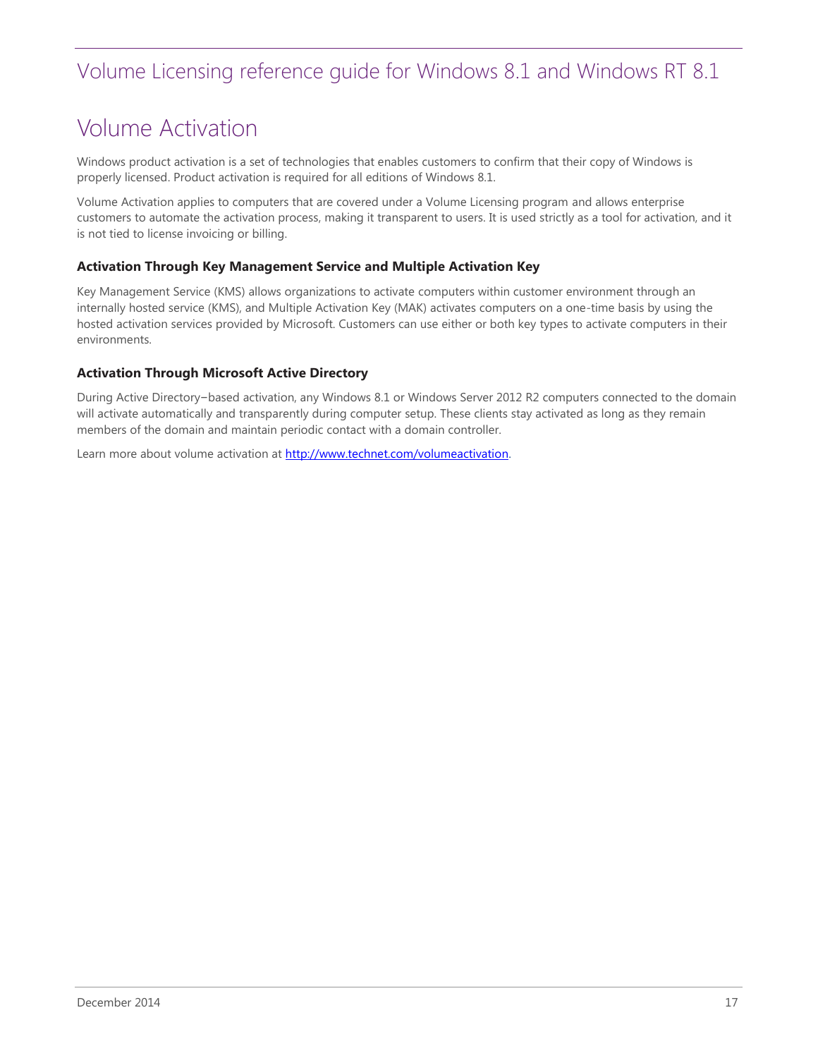# Volume Activation

Windows product activation is a set of technologies that enables customers to confirm that their copy of Windows is properly licensed. Product activation is required for all editions of Windows 8.1.

Volume Activation applies to computers that are covered under a Volume Licensing program and allows enterprise customers to automate the activation process, making it transparent to users. It is used strictly as a tool for activation, and it is not tied to license invoicing or billing.

### Activation Through Key Management Service and Multiple Activation Key

Key Management Service (KMS) allows organizations to activate computers within customer environment through an internally hosted service (KMS), and Multiple Activation Key (MAK) activates computers on a one-time basis by using the hosted activation services provided by Microsoft. Customers can use either or both key types to activate computers in their environments.

### Activation Through Microsoft Active Directory

During Active Directory–based activation, any Windows 8.1 or Windows Server 2012 R2 computers connected to the domain will activate automatically and transparently during computer setup. These clients stay activated as long as they remain members of the domain and maintain periodic contact with a domain controller.

Learn more about volume activation at [http://www.technet.com/volumeactivation](http://www.technet.com/volumeactivation).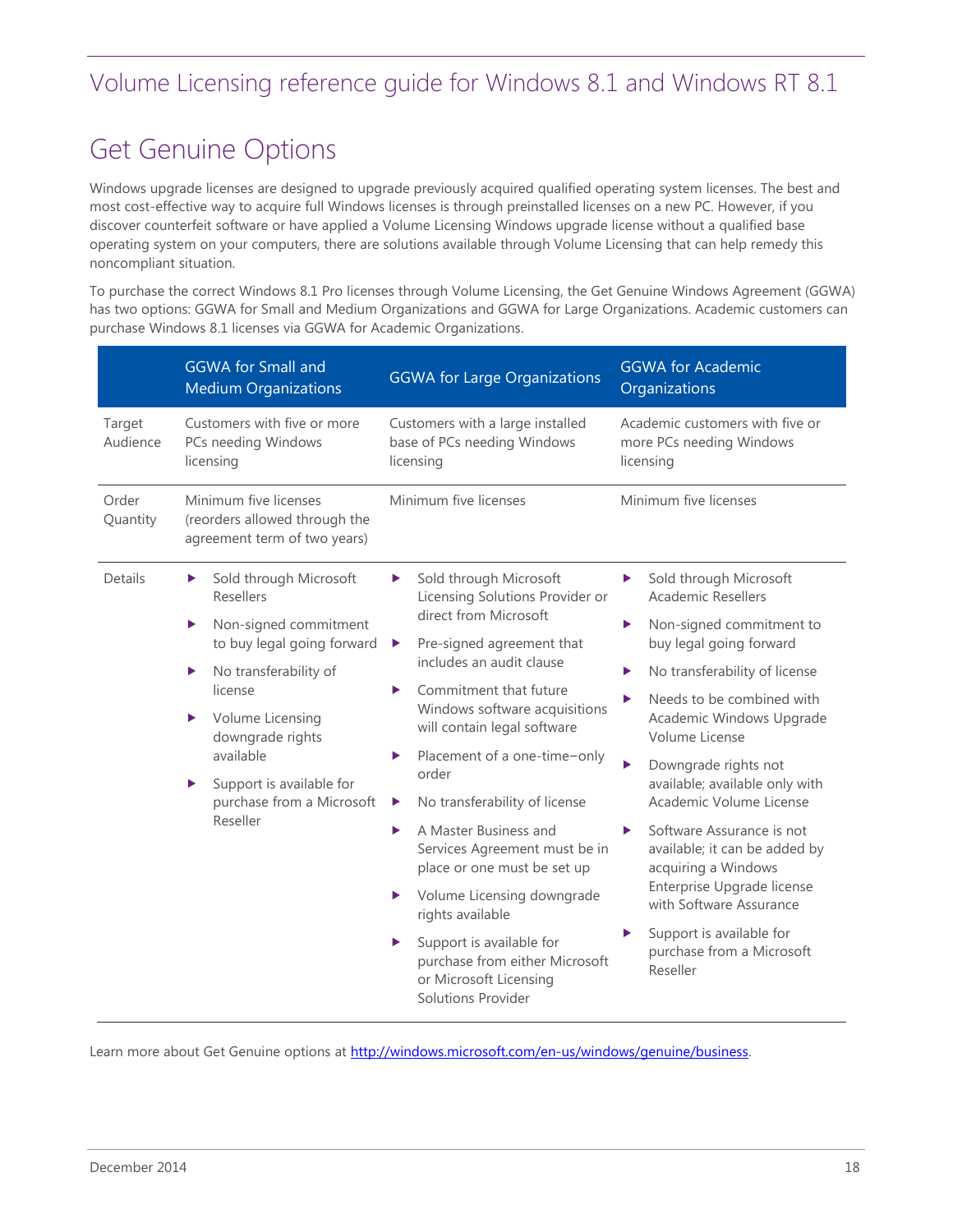# Get Genuine Options

Windows upgrade licenses are designed to upgrade previously acquired qualified operating system licenses. The best and most cost-effective way to acquire full Windows licenses is through preinstalled licenses on a new PC. However, if you discover counterfeit software or have applied a Volume Licensing Windows upgrade license without a qualified base operating system on your computers, there are solutions available through Volume Licensing that can help remedy this noncompliant situation.

To purchase the correct Windows 8.1 Pro licenses through Volume Licensing, the Get Genuine Windows Agreement (GGWA) has two options: GGWA for Small and Medium Organizations and GGWA for Large Organizations. Academic customers can purchase Windows 8.1 licenses via GGWA for Academic Organizations.

| | GGWA for Small and Medium Organizations | GGWA for Large Organizations | GGWA for Academic Organizations |
|---|---|---|---|
| Target Audience | Customers with five or more PCs needing Windows licensing | Customers with a large installed base of PCs needing Windows licensing | Academic customers with five or more PCs needing Windows licensing |
| Order Quantity | Minimum five licenses (reorders allowed through the agreement term of two years) | Minimum five licenses | Minimum five licenses |
| Details | ▶ Sold through Microsoft Resellers<br>▶ Non-signed commitment to buy legal going forward<br>▶ No transferability of license<br>▶ Volume Licensing downgrade rights available<br>▶ Support is available for purchase from a Microsoft Reseller | ▶ Sold through Microsoft Licensing Solutions Provider or direct from Microsoft<br>▶ Pre-signed agreement that includes an audit clause<br>▶ Commitment that future Windows software acquisitions will contain legal software<br>▶ Placement of a one-time–only order<br>▶ No transferability of license<br>▶ A Master Business and Services Agreement must be in place or one must be set up<br>▶ Volume Licensing downgrade rights available<br>▶ Support is available for purchase from either Microsoft or Microsoft Licensing Solutions Provider | ▶ Sold through Microsoft Academic Resellers<br>▶ Non-signed commitment to buy legal going forward<br>▶ No transferability of license<br>▶ Needs to be combined with Academic Windows Upgrade Volume License<br>▶ Downgrade rights not available; available only with Academic Volume License<br>▶ Software Assurance is not available; it can be added by acquiring a Windows Enterprise Upgrade license with Software Assurance<br>▶ Support is available for purchase from a Microsoft Reseller |

Learn more about Get Genuine options at http://windows.microsoft.com/en-us/windows/genuine/business.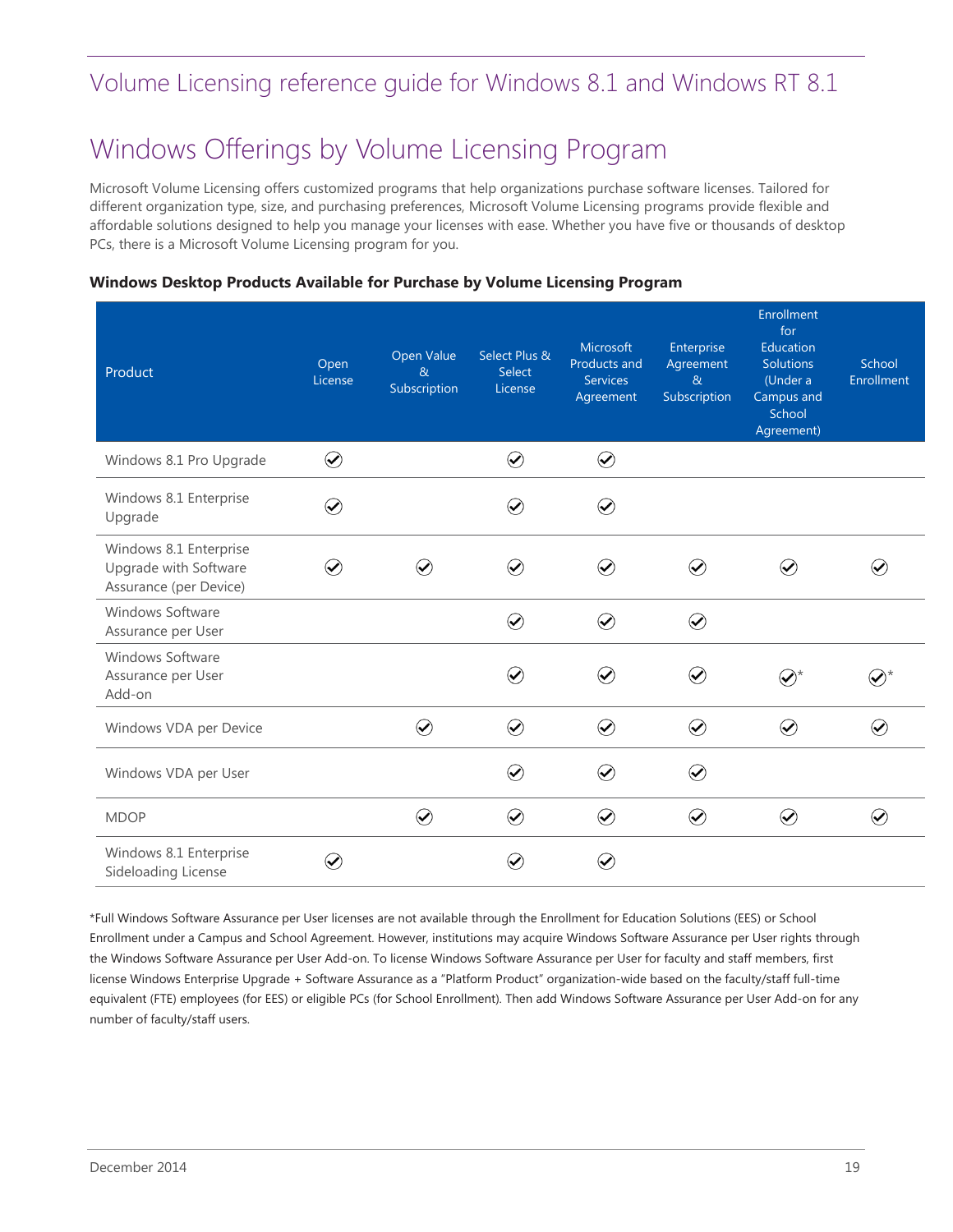# Volume Licensing reference guide for Windows 8.1 and Windows RT 8.1

## Windows Offerings by Volume Licensing Program

Microsoft Volume Licensing offers customized programs that help organizations purchase software licenses. Tailored for different organization type, size, and purchasing preferences, Microsoft Volume Licensing programs provide flexible and affordable solutions designed to help you manage your licenses with ease. Whether you have five or thousands of desktop PCs, there is a Microsoft Volume Licensing program for you.

**Windows Desktop Products Available for Purchase by Volume Licensing Program**

| Product | Open License | Open Value & Subscription | Select Plus & Select License | Microsoft Products and Services Agreement | Enterprise Agreement & Subscription | Enrollment for Education Solutions (Under a Campus and School Agreement) | School Enrollment |
|---|---|---|---|---|---|---|---|
| Windows 8.1 Pro Upgrade | ✓ | | ✓ | ✓ | | | |
| Windows 8.1 Enterprise Upgrade | ✓ | | ✓ | ✓ | | | |
| Windows 8.1 Enterprise Upgrade with Software Assurance (per Device) | ✓ | ✓ | ✓ | ✓ | ✓ | ✓ | ✓ |
| Windows Software Assurance per User | | | ✓ | ✓ | ✓ | | |
| Windows Software Assurance per User Add-on | | | ✓ | ✓ | ✓ | ✓* | ✓* |
| Windows VDA per Device | | ✓ | ✓ | ✓ | ✓ | ✓ | ✓ |
| Windows VDA per User | | | ✓ | ✓ | ✓ | | |
| MDOP | | ✓ | ✓ | ✓ | ✓ | ✓ | ✓ |
| Windows 8.1 Enterprise Sideloading License | ✓ | | ✓ | ✓ | | | |

*Full Windows Software Assurance per User licenses are not available through the Enrollment for Education Solutions (EES) or School Enrollment under a Campus and School Agreement. However, institutions may acquire Windows Software Assurance per User rights through the Windows Software Assurance per User Add-on. To license Windows Software Assurance per User for faculty and staff members, first license Windows Enterprise Upgrade + Software Assurance as a "Platform Product" organization-wide based on the faculty/staff full-time equivalent (FTE) employees (for EES) or eligible PCs (for School Enrollment). Then add Windows Software Assurance per User Add-on for any number of faculty/staff users.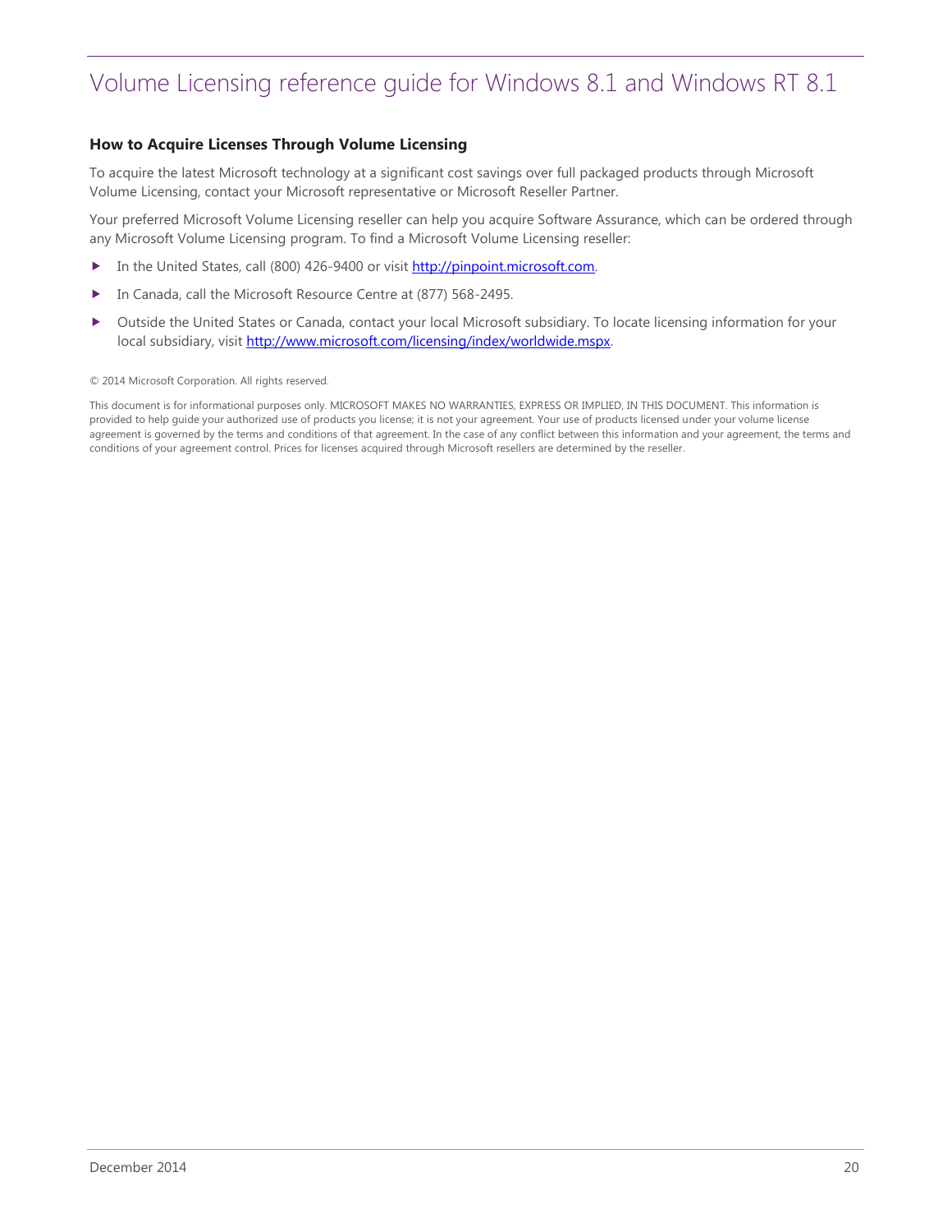### How to Acquire Licenses Through Volume Licensing

To acquire the latest Microsoft technology at a significant cost savings over full packaged products through Microsoft Volume Licensing, contact your Microsoft representative or Microsoft Reseller Partner.

Your preferred Microsoft Volume Licensing reseller can help you acquire Software Assurance, which can be ordered through any Microsoft Volume Licensing program. To find a Microsoft Volume Licensing reseller:

- In the United States, call (800) 426-9400 or visit http://pinpoint.microsoft.com.
- In Canada, call the Microsoft Resource Centre at (877) 568-2495.
- Outside the United States or Canada, contact your local Microsoft subsidiary. To locate licensing information for your local subsidiary, visit http://www.microsoft.com/licensing/index/worldwide.mspx.

© 2014 Microsoft Corporation. All rights reserved.

This document is for informational purposes only. MICROSOFT MAKES NO WARRANTIES, EXPRESS OR IMPLIED, IN THIS DOCUMENT. This information is provided to help guide your authorized use of products you license; it is not your agreement. Your use of products licensed under your volume license agreement is governed by the terms and conditions of that agreement. In the case of any conflict between this information and your agreement, the terms and conditions of your agreement control. Prices for licenses acquired through Microsoft resellers are determined by the reseller.